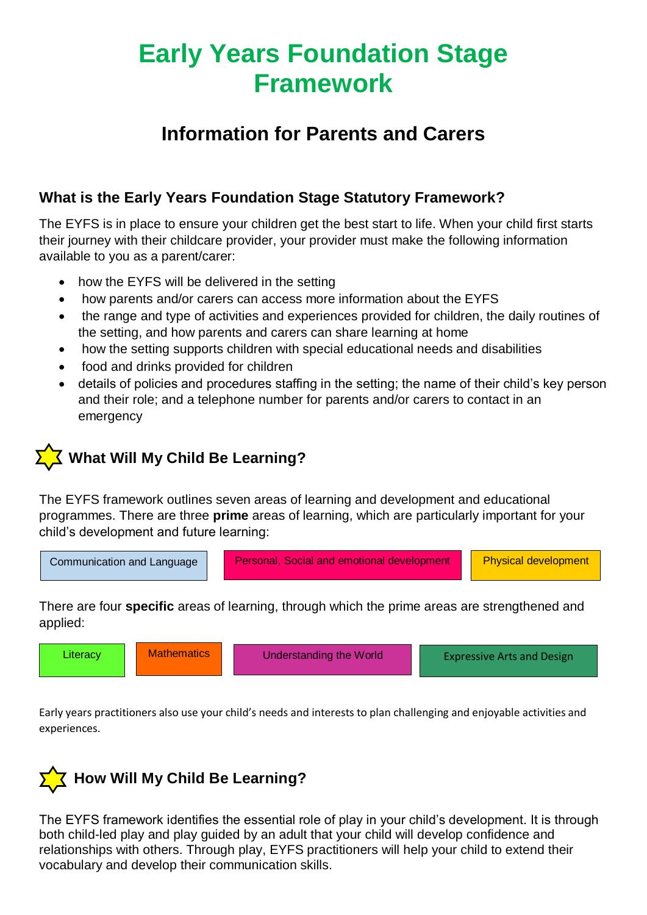# Early Years Foundation Stage Framework

## Information for Parents and Carers

### What is the Early Years Foundation Stage Statutory Framework?

The EYFS is in place to ensure your children get the best start to life. When your child first starts their journey with their childcare provider, your provider must make the following information available to you as a parent/carer:

- how the EYFS will be delivered in the setting
- how parents and/or carers can access more information about the EYFS
- the range and type of activities and experiences provided for children, the daily routines of the setting, and how parents and carers can share learning at home
- how the setting supports children with special educational needs and disabilities
- food and drinks provided for children
- details of policies and procedures staffing in the setting; the name of their child's key person and their role; and a telephone number for parents and/or carers to contact in an emergency

### What Will My Child Be Learning?

The EYFS framework outlines seven areas of learning and development and educational programmes. There are three **prime** areas of learning, which are particularly important for your child's development and future learning:

| Communication and Language | Personal, Social and emotional development | Physical development |
|---|---|---|

There are four **specific** areas of learning, through which the prime areas are strengthened and applied:

| Literacy | Mathematics | Understanding the World | Expressive Arts and Design |
|---|---|---|---|

Early years practitioners also use your child's needs and interests to plan challenging and enjoyable activities and experiences.

### How Will My Child Be Learning?

The EYFS framework identifies the essential role of play in your child's development. It is through both child-led play and play guided by an adult that your child will develop confidence and relationships with others. Through play, EYFS practitioners will help your child to extend their vocabulary and develop their communication skills.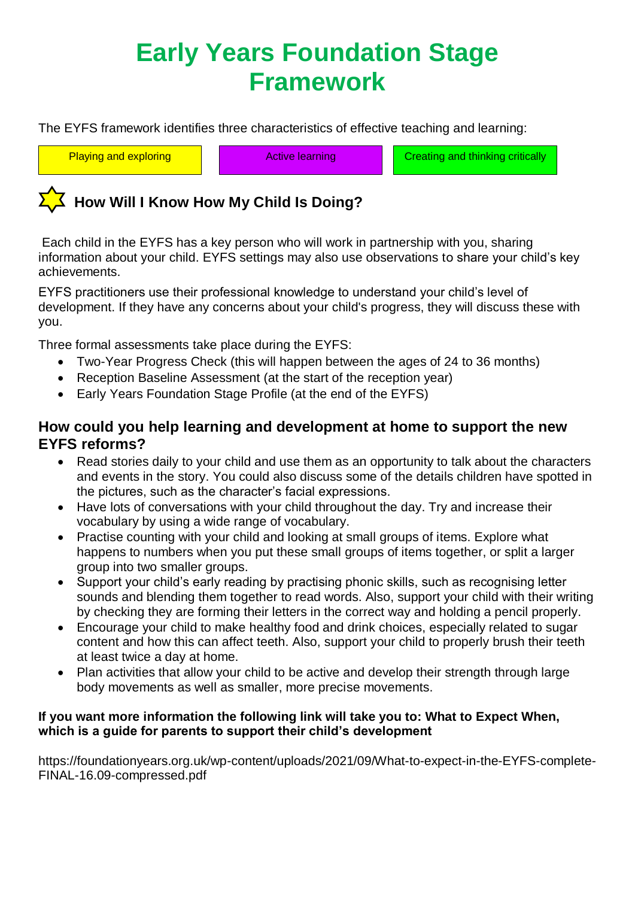# Early Years Foundation Stage Framework

The EYFS framework identifies three characteristics of effective teaching and learning:

| Playing and exploring | Active learning | Creating and thinking critically |
| --- | --- | --- |

## How Will I Know How My Child Is Doing?

Each child in the EYFS has a key person who will work in partnership with you, sharing information about your child. EYFS settings may also use observations to share your child's key achievements.

EYFS practitioners use their professional knowledge to understand your child's level of development. If they have any concerns about your child's progress, they will discuss these with you.

Three formal assessments take place during the EYFS:

- Two-Year Progress Check (this will happen between the ages of 24 to 36 months)
- Reception Baseline Assessment (at the start of the reception year)
- Early Years Foundation Stage Profile (at the end of the EYFS)

## How could you help learning and development at home to support the new EYFS reforms?

- Read stories daily to your child and use them as an opportunity to talk about the characters and events in the story. You could also discuss some of the details children have spotted in the pictures, such as the character's facial expressions.
- Have lots of conversations with your child throughout the day. Try and increase their vocabulary by using a wide range of vocabulary.
- Practise counting with your child and looking at small groups of items. Explore what happens to numbers when you put these small groups of items together, or split a larger group into two smaller groups.
- Support your child's early reading by practising phonic skills, such as recognising letter sounds and blending them together to read words. Also, support your child with their writing by checking they are forming their letters in the correct way and holding a pencil properly.
- Encourage your child to make healthy food and drink choices, especially related to sugar content and how this can affect teeth. Also, support your child to properly brush their teeth at least twice a day at home.
- Plan activities that allow your child to be active and develop their strength through large body movements as well as smaller, more precise movements.

**If you want more information the following link will take you to: What to Expect When, which is a guide for parents to support their child's development**

https://foundationyears.org.uk/wp-content/uploads/2021/09/What-to-expect-in-the-EYFS-complete-FINAL-16.09-compressed.pdf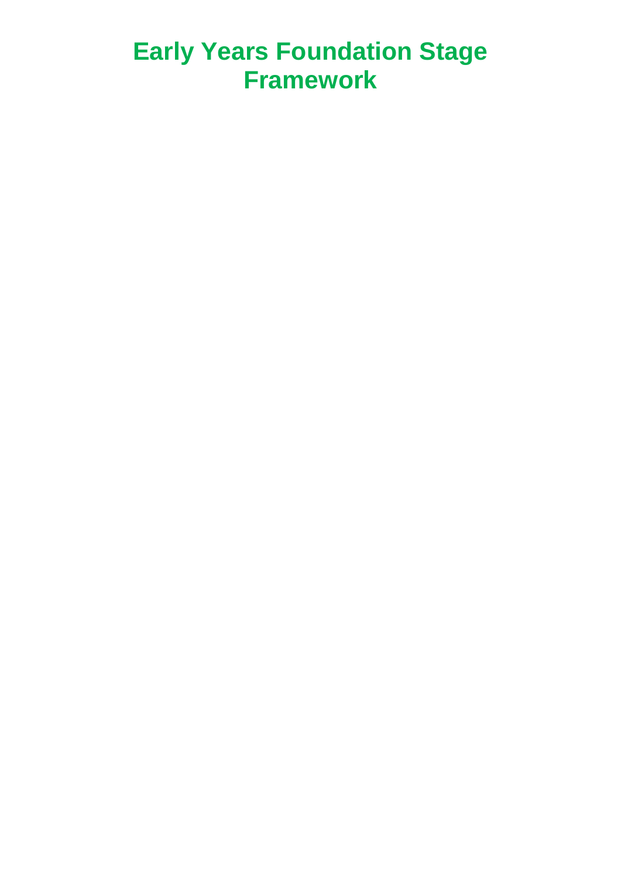# Early Years Foundation Stage Framework